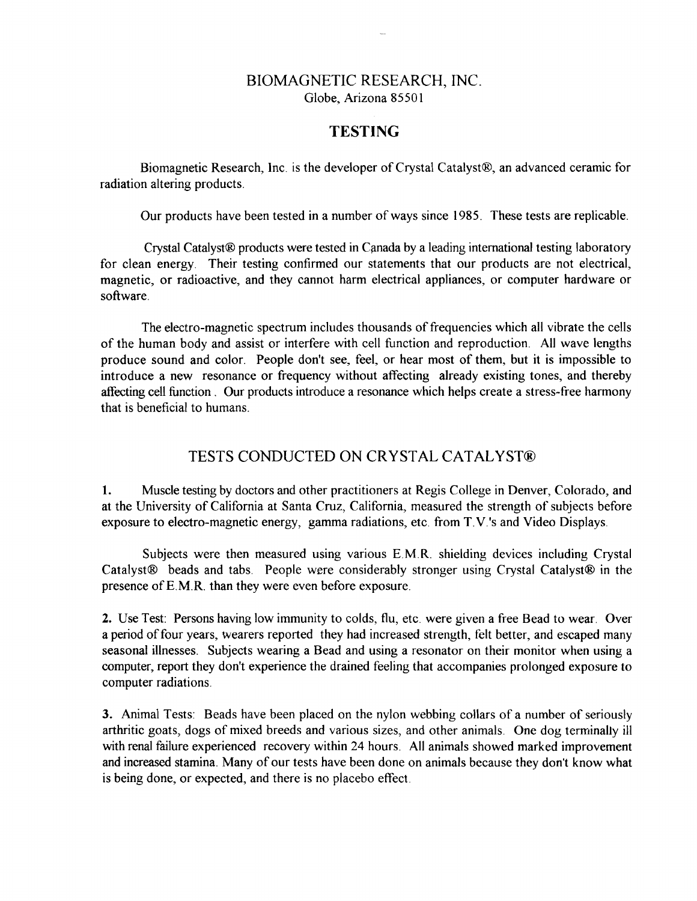# BIOMAGNETIC RESEARCH, INC.

Globe, Arizona 85501

## TESTING

Biomagnetic Research, Inc. is the developer of Crystal Catalyst®, an advanced ceramic for radiation altering products.

Our products have been tested in a number of ways since 1985. These tests are replicable.

Crystal Catalyst® products were tested in Canada by a leading international testing laboratory for clean energy. Their testing confirmed our statements that our products are not electrical, magnetic, or radioactive, and they cannot harm electrical appliances, or computer hardware or software.

The electro-magnetic spectrum includes thousands of frequencies which all vibrate the cells of the human body and assist or interfere with cell function and reproduction. All wave lengths produce sound and color. People don't see, feel, or hear most of them, but it is impossible to introduce a new resonance or frequency without affecting already existing tones, and thereby affecting cell function . Our products introduce a resonance which helps create a stress-free harmony that is beneficial to humans.

## TESTS CONDUCTED ON CRYSTAL CATALYST®

**1.** Muscle testing by doctors and other practitioners at Regis College in Denver, Colorado, and at the University of California at Santa Cruz, California, measured the strength of subjects before exposure to electro-magnetic energy, gamma radiations, etc. from T.V.'s and Video Displays.

Subjects were then measured using various E.M.R. shielding devices including Crystal Catalyst® beads and tabs. People were considerably stronger using Crystal Catalyst® in the presence of E.M.R. than they were even before exposure.

**2.** Use Test: Persons having low immunity to colds, flu, etc. were given a free Bead to wear. Over a period of four years, wearers reported they had increased strength, felt better, and escaped many seasonal illnesses. Subjects wearing a Bead and using a resonator on their monitor when using a computer, report they don't experience the drained feeling that accompanies prolonged exposure to computer radiations.

**3.** Animal Tests: Beads have been placed on the nylon webbing collars of a number of seriously arthritic goats, dogs of mixed breeds and various sizes, and other animals. One dog terminally ill with renal failure experienced recovery within 24 hours. All animals showed marked improvement and increased stamina. Many of our tests have been done on animals because they don't know what is being done, or expected, and there is no placebo effect.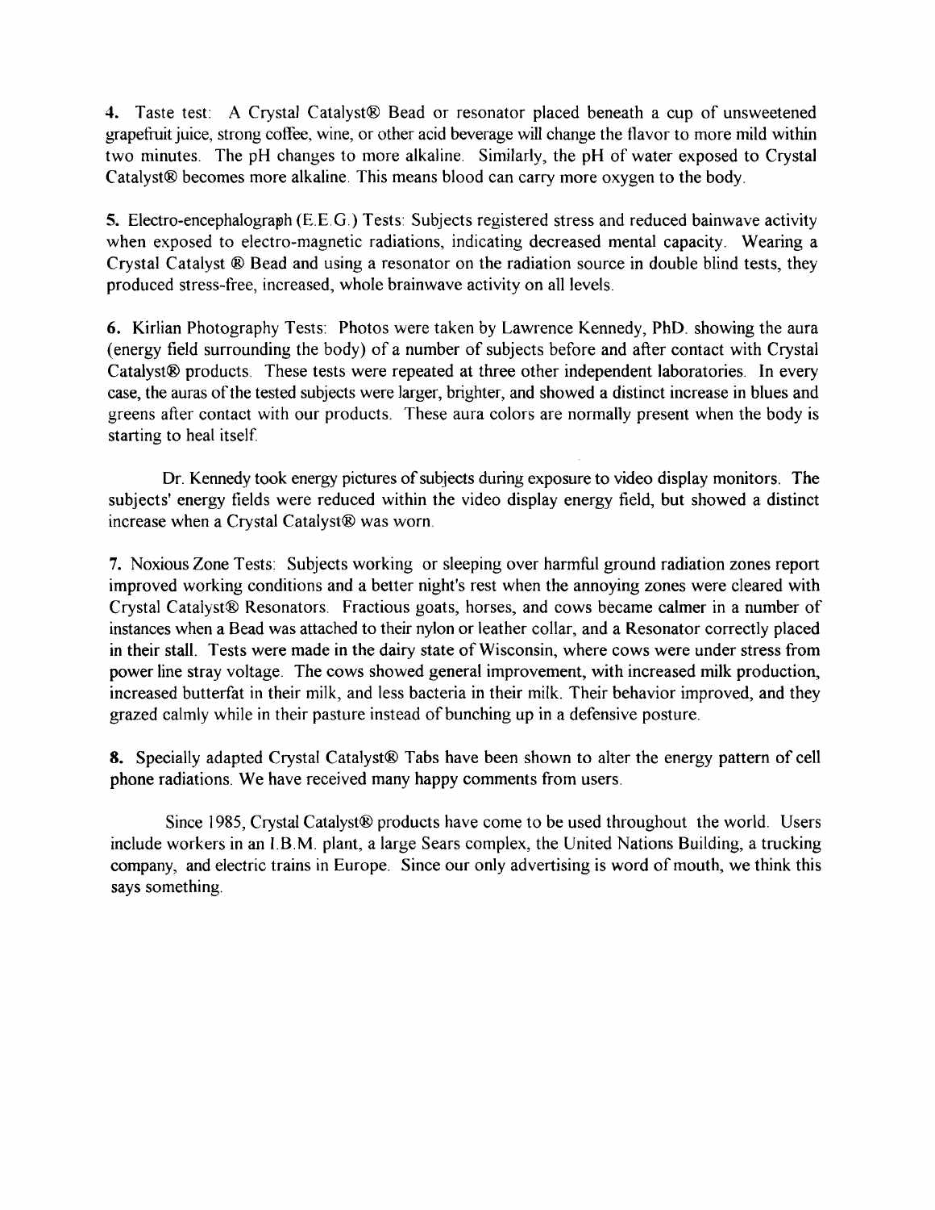**4.** Taste test: A Crystal Catalyst® Bead or resonator placed beneath a cup of unsweetened grapefruit juice, strong coffee, wine, or other acid beverage will change the flavor to more mild within two minutes. The pH changes to more alkaline. Similarly, the pH of water exposed to Crystal Catalyst® becomes more alkaline. This means blood can carry more oxygen to the body.

**5.** Electro-encephalograph (E.E.G.) Tests: Subjects registered stress and reduced bainwave activity when exposed to electro-magnetic radiations, indicating decreased mental capacity. Wearing a Crystal Catalyst ® Bead and using a resonator on the radiation source in double blind tests, they produced stress-free, increased, whole brainwave activity on all levels.

**6.** Kirlian Photography Tests: Photos were taken by Lawrence Kennedy, PhD. showing the aura (energy field surrounding the body) of a number of subjects before and after contact with Crystal Catalyst® products. These tests were repeated at three other independent laboratories. In every case, the auras of the tested subjects were larger, brighter, and showed a distinct increase in blues and greens after contact with our products. These aura colors are normally present when the body is starting to heal itself.

Dr. Kennedy took energy pictures of subjects during exposure to video display monitors. The subjects' energy fields were reduced within the video display energy field, but showed a distinct increase when a Crystal Catalyst® was worn.

**7.** Noxious Zone Tests: Subjects working or sleeping over harmful ground radiation zones report improved working conditions and a better night's rest when the annoying zones were cleared with Crystal Catalyst® Resonators. Fractious goats, horses, and cows became calmer in a number of instances when a Bead was attached to their nylon or leather collar, and a Resonator correctly placed in their stall. Tests were made in the dairy state of Wisconsin, where cows were under stress from power line stray voltage. The cows showed general improvement, with increased milk production, increased butterfat in their milk, and less bacteria in their milk. Their behavior improved, and they grazed calmly while in their pasture instead of bunching up in a defensive posture.

**8.** Specially adapted Crystal Catalyst® Tabs have been shown to alter the energy pattern of cell phone radiations. We have received many happy comments from users.

Since 1985, Crystal Catalyst® products have come to be used throughout the world. Users include workers in an I.B.M. plant, a large Sears complex, the United Nations Building, a trucking company, and electric trains in Europe. Since our only advertising is word of mouth, we think this says something.